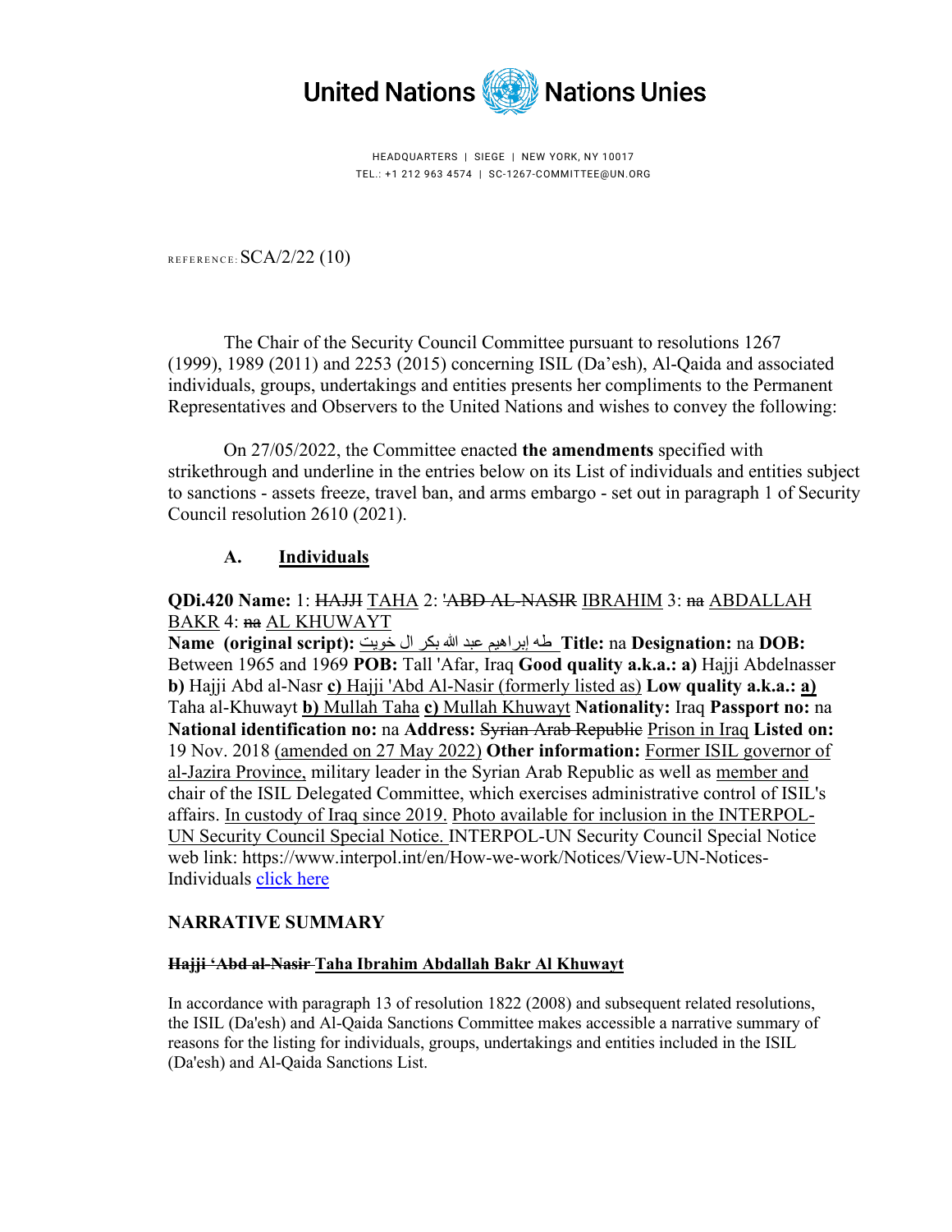United Nations Nations Unies

HEADQUARTERS | SIEGE | NEW YORK, NY 10017
TEL.: +1 212 963 4574 | SC-1267-COMMITTEE@UN.ORG

REFERENCE: SCA/2/22 (10)

The Chair of the Security Council Committee pursuant to resolutions 1267 (1999), 1989 (2011) and 2253 (2015) concerning ISIL (Da'esh), Al-Qaida and associated individuals, groups, undertakings and entities presents her compliments to the Permanent Representatives and Observers to the United Nations and wishes to convey the following:

On 27/05/2022, the Committee enacted **the amendments** specified with strikethrough and underline in the entries below on its List of individuals and entities subject to sanctions - assets freeze, travel ban, and arms embargo - set out in paragraph 1 of Security Council resolution 2610 (2021).

## A. Individuals

**QDi.420 Name:** 1: ~~HAJJI~~ <u>TAHA</u> 2: ~~'ABD AL-NASIR~~ <u>IBRAHIM</u> 3: ~~na~~ <u>ABDALLAH BAKR</u> 4: ~~na~~ <u>AL KHUWAYT</u>
**Name (original script):** <u>طه إبراهيم عبد الله بكر ال خويت</u> **Title:** na **Designation:** na **DOB:** Between 1965 and 1969 **POB:** Tall 'Afar, Iraq **Good quality a.k.a.: a)** Hajji Abdelnasser **b)** Hajji Abd al-Nasr <u>**c)** Hajji 'Abd Al-Nasir (formerly listed as)</u> **Low quality a.k.a.:** <u>**a)**</u> Taha al-Khuwayt <u>**b)** Mullah Taha</u> <u>**c)** Mullah Khuwayt</u> **Nationality:** Iraq **Passport no:** na **National identification no:** na **Address:** ~~Syrian Arab Republic~~ <u>Prison in Iraq</u> **Listed on:** 19 Nov. 2018 <u>(amended on 27 May 2022)</u> **Other information:** <u>Former ISIL governor of al-Jazira Province,</u> military leader in the Syrian Arab Republic as well as <u>member and</u> chair of the ISIL Delegated Committee, which exercises administrative control of ISIL's affairs. <u>In custody of Iraq since 2019.</u> <u>Photo available for inclusion in the INTERPOL-UN Security Council Special Notice.</u> INTERPOL-UN Security Council Special Notice web link: https://www.interpol.int/en/How-we-work/Notices/View-UN-Notices-Individuals <u>click here</u>

### NARRATIVE SUMMARY

**~~Hajji 'Abd al-Nasir~~ <u>Taha Ibrahim Abdallah Bakr Al Khuwayt</u>**

In accordance with paragraph 13 of resolution 1822 (2008) and subsequent related resolutions, the ISIL (Da'esh) and Al-Qaida Sanctions Committee makes accessible a narrative summary of reasons for the listing for individuals, groups, undertakings and entities included in the ISIL (Da'esh) and Al-Qaida Sanctions List.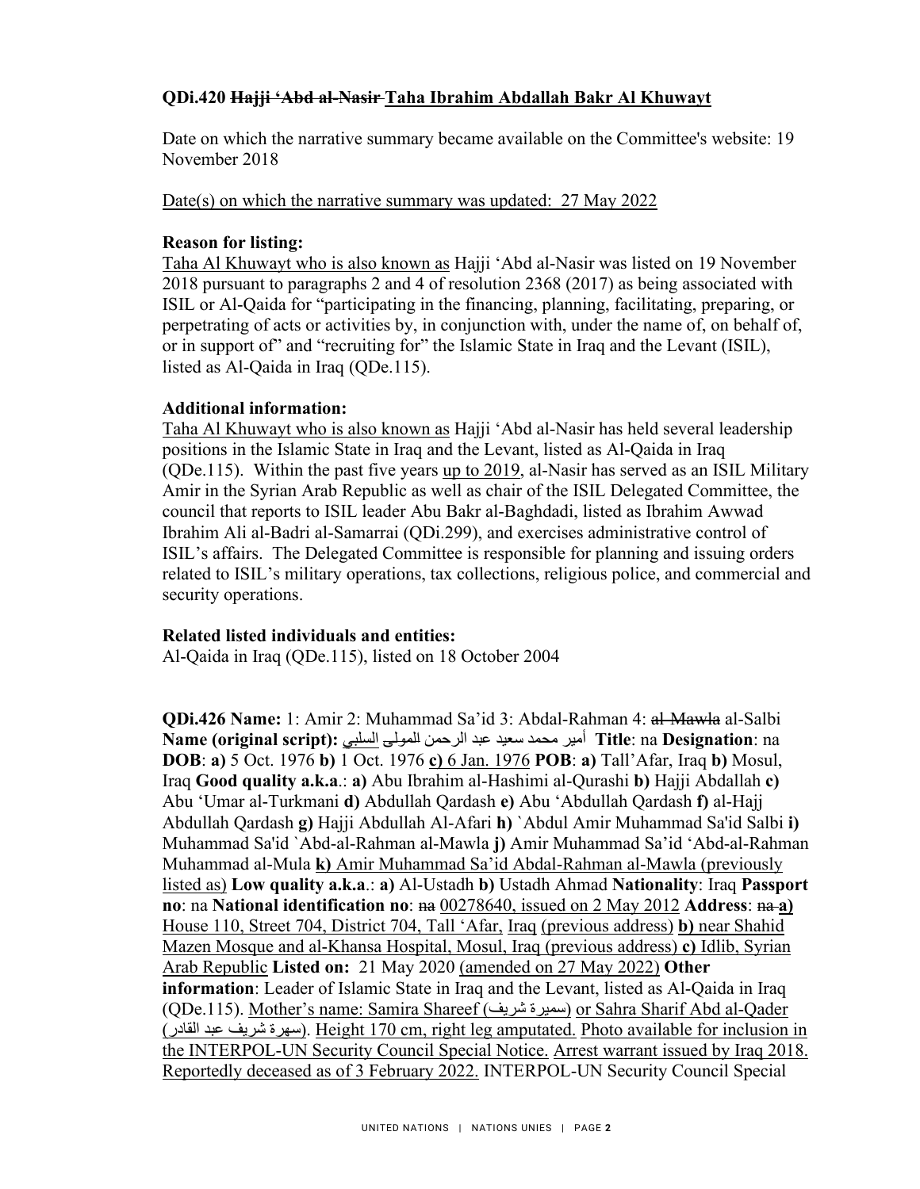**QDi.420 ~~Hajji 'Abd al-Nasir~~ <u>Taha Ibrahim Abdallah Bakr Al Khuwayt</u>**

Date on which the narrative summary became available on the Committee's website: 19 November 2018

<u>Date(s) on which the narrative summary was updated: 27 May 2022</u>

**Reason for listing:**
<u>Taha Al Khuwayt who is also known as</u> Hajji 'Abd al-Nasir was listed on 19 November 2018 pursuant to paragraphs 2 and 4 of resolution 2368 (2017) as being associated with ISIL or Al-Qaida for "participating in the financing, planning, facilitating, preparing, or perpetrating of acts or activities by, in conjunction with, under the name of, on behalf of, or in support of" and "recruiting for" the Islamic State in Iraq and the Levant (ISIL), listed as Al-Qaida in Iraq (QDe.115).

**Additional information:**
<u>Taha Al Khuwayt who is also known as</u> Hajji 'Abd al-Nasir has held several leadership positions in the Islamic State in Iraq and the Levant, listed as Al-Qaida in Iraq (QDe.115). Within the past five years <u>up to 2019</u>, al-Nasir has served as an ISIL Military Amir in the Syrian Arab Republic as well as chair of the ISIL Delegated Committee, the council that reports to ISIL leader Abu Bakr al-Baghdadi, listed as Ibrahim Awwad Ibrahim Ali al-Badri al-Samarrai (QDi.299), and exercises administrative control of ISIL's affairs. The Delegated Committee is responsible for planning and issuing orders related to ISIL's military operations, tax collections, religious police, and commercial and security operations.

**Related listed individuals and entities:**
Al-Qaida in Iraq (QDe.115), listed on 18 October 2004

**QDi.426 Name:** 1: Amir 2: Muhammad Sa'id 3: Abdal-Rahman 4: ~~al-Mawla~~ al-Salbi **Name (original script):** <u>السلبي</u> أمير محمد سعيد عبد الرحمن المولى **Title**: na **Designation**: na **DOB**: **a)** 5 Oct. 1976 **b)** 1 Oct. 1976 <u>**c)** 6 Jan. 1976</u> **POB**: **a)** Tall'Afar, Iraq **b)** Mosul, Iraq **Good quality a.k.a**.: **a)** Abu Ibrahim al-Hashimi al-Qurashi **b)** Hajji Abdallah **c)** Abu 'Umar al-Turkmani **d)** Abdullah Qardash **e)** Abu 'Abdullah Qardash **f)** al-Hajj Abdullah Qardash **g)** Hajji Abdullah Al-Afari **h)** `Abdul Amir Muhammad Sa'id Salbi **i)** Muhammad Sa'id `Abd-al-Rahman al-Mawla **j)** Amir Muhammad Sa'id 'Abd-al-Rahman Muhammad al-Mula <u>**k)** Amir Muhammad Sa'id Abdal-Rahman al-Mawla (previously listed as)</u> **Low quality a.k.a**.: **a)** Al-Ustadh **b)** Ustadh Ahmad **Nationality**: Iraq **Passport no**: na **National identification no**: ~~na~~ <u>00278640, issued on 2 May 2012</u> **Address**: ~~na~~ <u>**a)** House 110, Street 704, District 704, Tall 'Afar, Iraq (previous address)</u> <u>**b)** near Shahid Mazen Mosque and al-Khansa Hospital, Mosul, Iraq (previous address)</u> <u>**c)** Idlib, Syrian Arab Republic</u> **Listed on:** 21 May 2020 <u>(amended on 27 May 2022)</u> **Other information**: Leader of Islamic State in Iraq and the Levant, listed as Al-Qaida in Iraq (QDe.115). <u>Mother's name: Samira Shareef (سميرة شريف)</u> <u>or Sahra Sharif Abd al-Qader (سهرة شريف عبد القادر)</u>. <u>Height 170 cm, right leg amputated.</u> <u>Photo available for inclusion in the INTERPOL-UN Security Council Special Notice.</u> <u>Arrest warrant issued by Iraq 2018.</u> <u>Reportedly deceased as of 3 February 2022.</u> INTERPOL-UN Security Council Special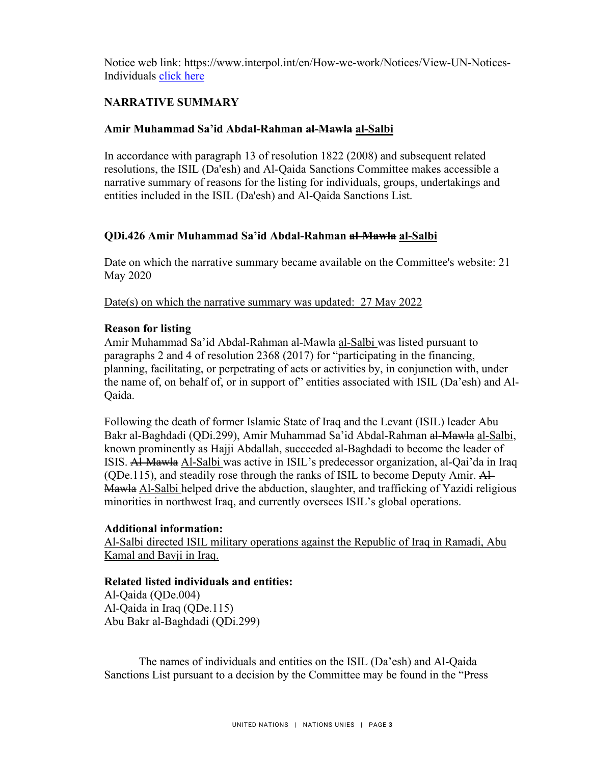Notice web link: https://www.interpol.int/en/How-we-work/Notices/View-UN-Notices-Individuals [click here]

**NARRATIVE SUMMARY**

**Amir Muhammad Sa'id Abdal-Rahman ~~al-Mawla~~ <u>al-Salbi</u>**

In accordance with paragraph 13 of resolution 1822 (2008) and subsequent related resolutions, the ISIL (Da'esh) and Al-Qaida Sanctions Committee makes accessible a narrative summary of reasons for the listing for individuals, groups, undertakings and entities included in the ISIL (Da'esh) and Al-Qaida Sanctions List.

**QDi.426 Amir Muhammad Sa'id Abdal-Rahman ~~al-Mawla~~ <u>al-Salbi</u>**

Date on which the narrative summary became available on the Committee's website: 21 May 2020

<u>Date(s) on which the narrative summary was updated: 27 May 2022</u>

**Reason for listing**

Amir Muhammad Sa'id Abdal-Rahman ~~al-Mawla~~ <u>al-Salbi</u> was listed pursuant to paragraphs 2 and 4 of resolution 2368 (2017) for "participating in the financing, planning, facilitating, or perpetrating of acts or activities by, in conjunction with, under the name of, on behalf of, or in support of" entities associated with ISIL (Da'esh) and Al-Qaida.

Following the death of former Islamic State of Iraq and the Levant (ISIL) leader Abu Bakr al-Baghdadi (QDi.299), Amir Muhammad Sa'id Abdal-Rahman ~~al-Mawla~~ <u>al-Salbi</u>, known prominently as Hajji Abdallah, succeeded al-Baghdadi to become the leader of ISIS. ~~Al-Mawla~~ <u>Al-Salbi</u> was active in ISIL's predecessor organization, al-Qai'da in Iraq (QDe.115), and steadily rose through the ranks of ISIL to become Deputy Amir. ~~Al-Mawla~~ <u>Al-Salbi</u> helped drive the abduction, slaughter, and trafficking of Yazidi religious minorities in northwest Iraq, and currently oversees ISIL's global operations.

**Additional information:**

<u>Al-Salbi directed ISIL military operations against the Republic of Iraq in Ramadi, Abu Kamal and Bayji in Iraq.</u>

**Related listed individuals and entities:**

Al-Qaida (QDe.004)
Al-Qaida in Iraq (QDe.115)
Abu Bakr al-Baghdadi (QDi.299)

The names of individuals and entities on the ISIL (Da'esh) and Al-Qaida Sanctions List pursuant to a decision by the Committee may be found in the "Press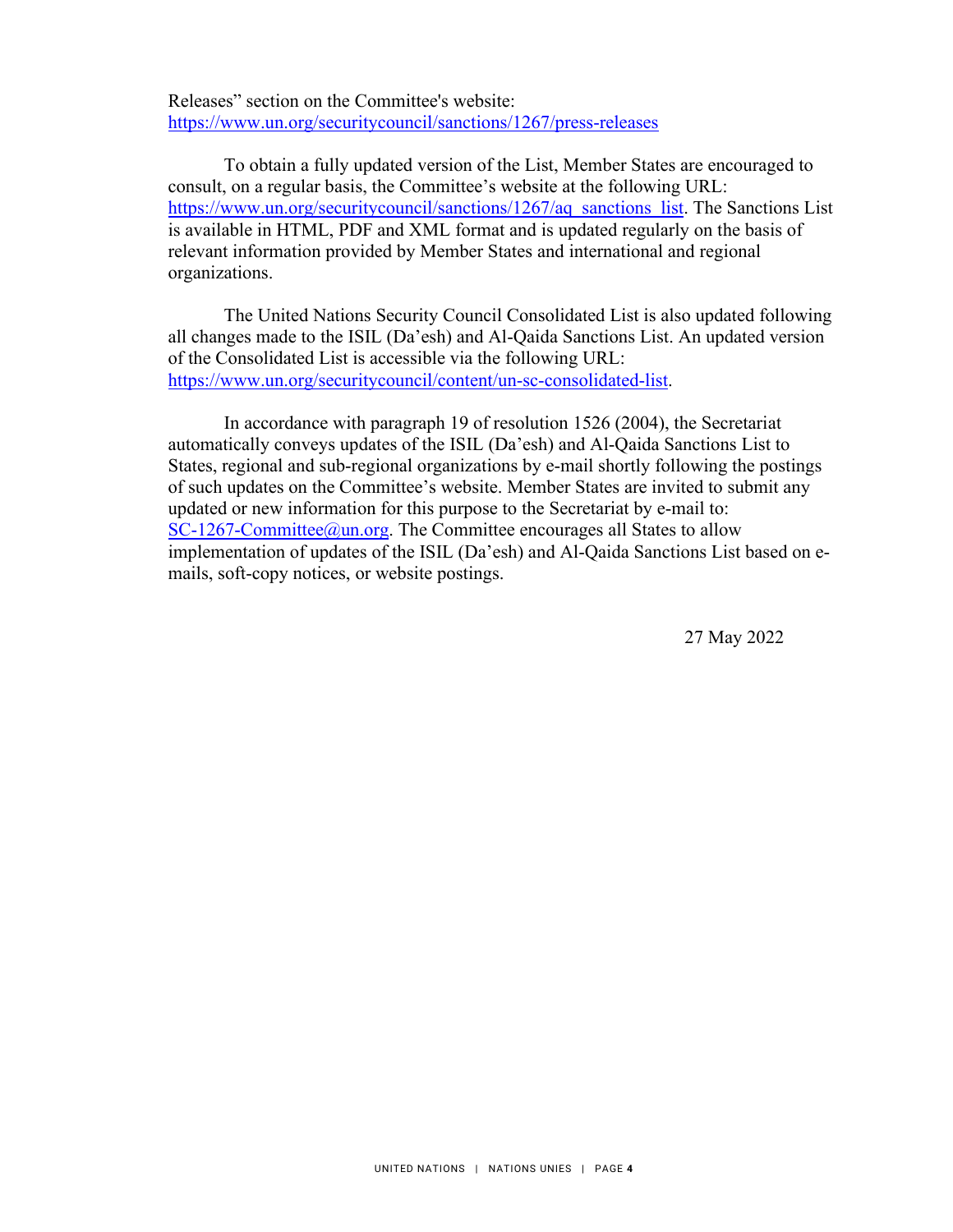Releases" section on the Committee's website: https://www.un.org/securitycouncil/sanctions/1267/press-releases

To obtain a fully updated version of the List, Member States are encouraged to consult, on a regular basis, the Committee's website at the following URL: https://www.un.org/securitycouncil/sanctions/1267/aq_sanctions_list. The Sanctions List is available in HTML, PDF and XML format and is updated regularly on the basis of relevant information provided by Member States and international and regional organizations.

The United Nations Security Council Consolidated List is also updated following all changes made to the ISIL (Da'esh) and Al-Qaida Sanctions List. An updated version of the Consolidated List is accessible via the following URL: https://www.un.org/securitycouncil/content/un-sc-consolidated-list.

In accordance with paragraph 19 of resolution 1526 (2004), the Secretariat automatically conveys updates of the ISIL (Da'esh) and Al-Qaida Sanctions List to States, regional and sub-regional organizations by e-mail shortly following the postings of such updates on the Committee's website. Member States are invited to submit any updated or new information for this purpose to the Secretariat by e-mail to: SC-1267-Committee@un.org. The Committee encourages all States to allow implementation of updates of the ISIL (Da'esh) and Al-Qaida Sanctions List based on e-mails, soft-copy notices, or website postings.

27 May 2022